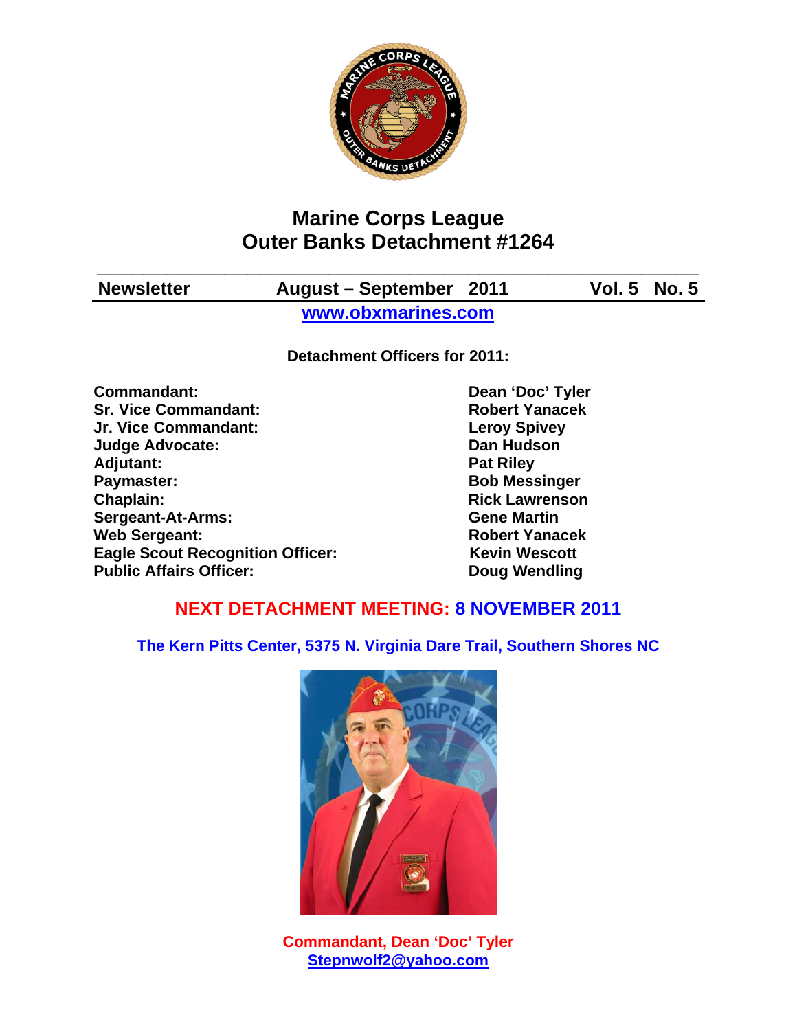# Marine Corps League
# Outer Banks Detachment #1264

| Newsletter | August – September 2011 | Vol. 5 No. 5 |
|---|---|---|

[www.obxmarines.com](http://www.obxmarines.com)

**Detachment Officers for 2011:**

| | |
|---|---|
| **Commandant:** | **Dean 'Doc' Tyler** |
| **Sr. Vice Commandant:** | **Robert Yanacek** |
| **Jr. Vice Commandant:** | **Leroy Spivey** |
| **Judge Advocate:** | **Dan Hudson** |
| **Adjutant:** | **Pat Riley** |
| **Paymaster:** | **Bob Messinger** |
| **Chaplain:** | **Rick Lawrenson** |
| **Sergeant-At-Arms:** | **Gene Martin** |
| **Web Sergeant:** | **Robert Yanacek** |
| **Eagle Scout Recognition Officer:** | **Kevin Wescott** |
| **Public Affairs Officer:** | **Doug Wendling** |

## NEXT DETACHMENT MEETING: 8 NOVEMBER 2011

**The Kern Pitts Center, 5375 N. Virginia Dare Trail, Southern Shores NC**

**Commandant, Dean 'Doc' Tyler**
**[Stepnwolf2@yahoo.com](mailto:Stepnwolf2@yahoo.com)**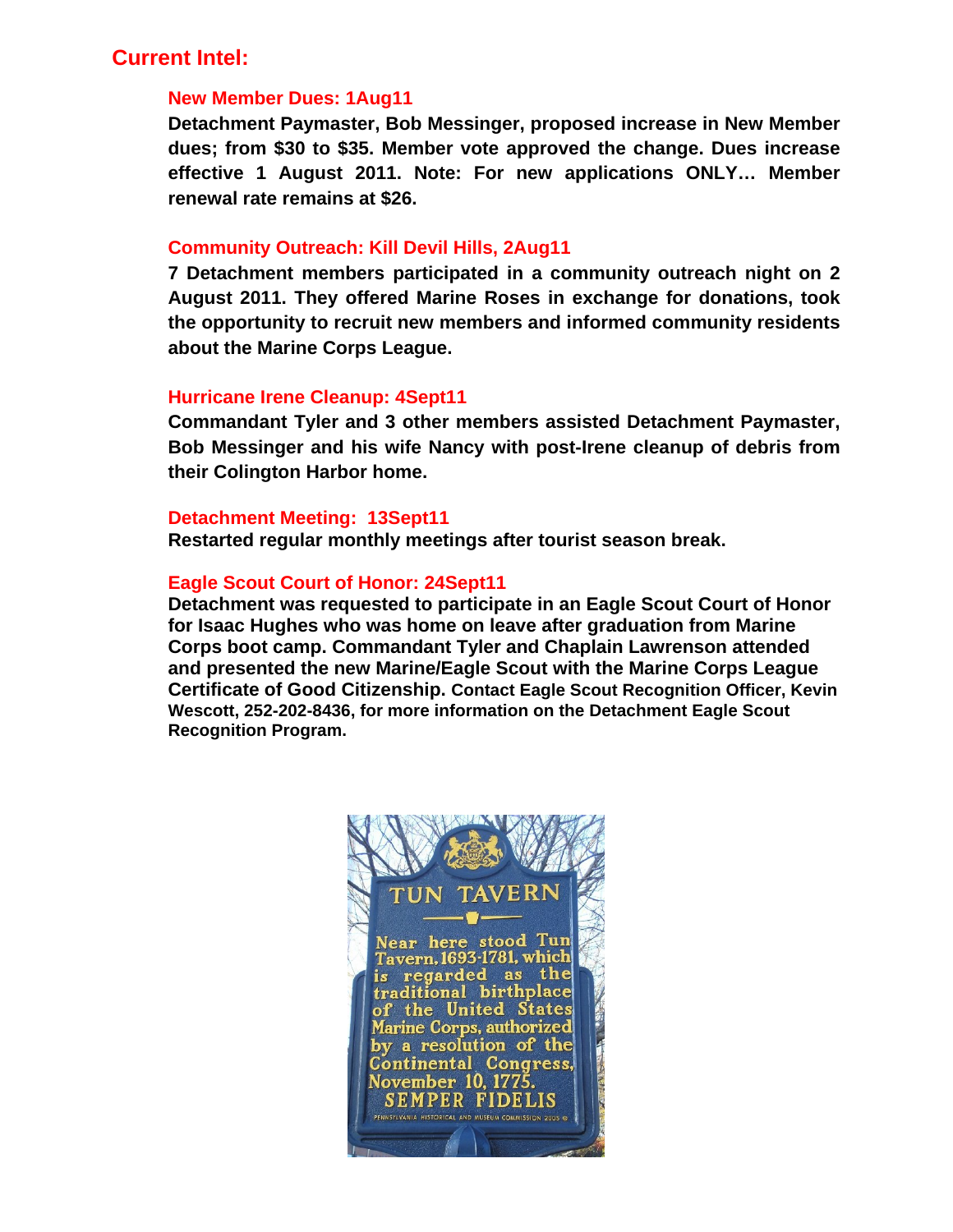## Current Intel:

### New Member Dues: 1Aug11

**Detachment Paymaster, Bob Messinger, proposed increase in New Member dues; from $30 to $35. Member vote approved the change. Dues increase effective 1 August 2011. Note: For new applications ONLY… Member renewal rate remains at $26.**

### Community Outreach: Kill Devil Hills, 2Aug11

**7 Detachment members participated in a community outreach night on 2 August 2011. They offered Marine Roses in exchange for donations, took the opportunity to recruit new members and informed community residents about the Marine Corps League.**

### Hurricane Irene Cleanup: 4Sept11

**Commandant Tyler and 3 other members assisted Detachment Paymaster, Bob Messinger and his wife Nancy with post-Irene cleanup of debris from their Colington Harbor home.**

### Detachment Meeting: 13Sept11

**Restarted regular monthly meetings after tourist season break.**

### Eagle Scout Court of Honor: 24Sept11

**Detachment was requested to participate in an Eagle Scout Court of Honor for Isaac Hughes who was home on leave after graduation from Marine Corps boot camp. Commandant Tyler and Chaplain Lawrenson attended and presented the new Marine/Eagle Scout with the Marine Corps League Certificate of Good Citizenship. Contact Eagle Scout Recognition Officer, Kevin Wescott, 252-202-8436, for more information on the Detachment Eagle Scout Recognition Program.**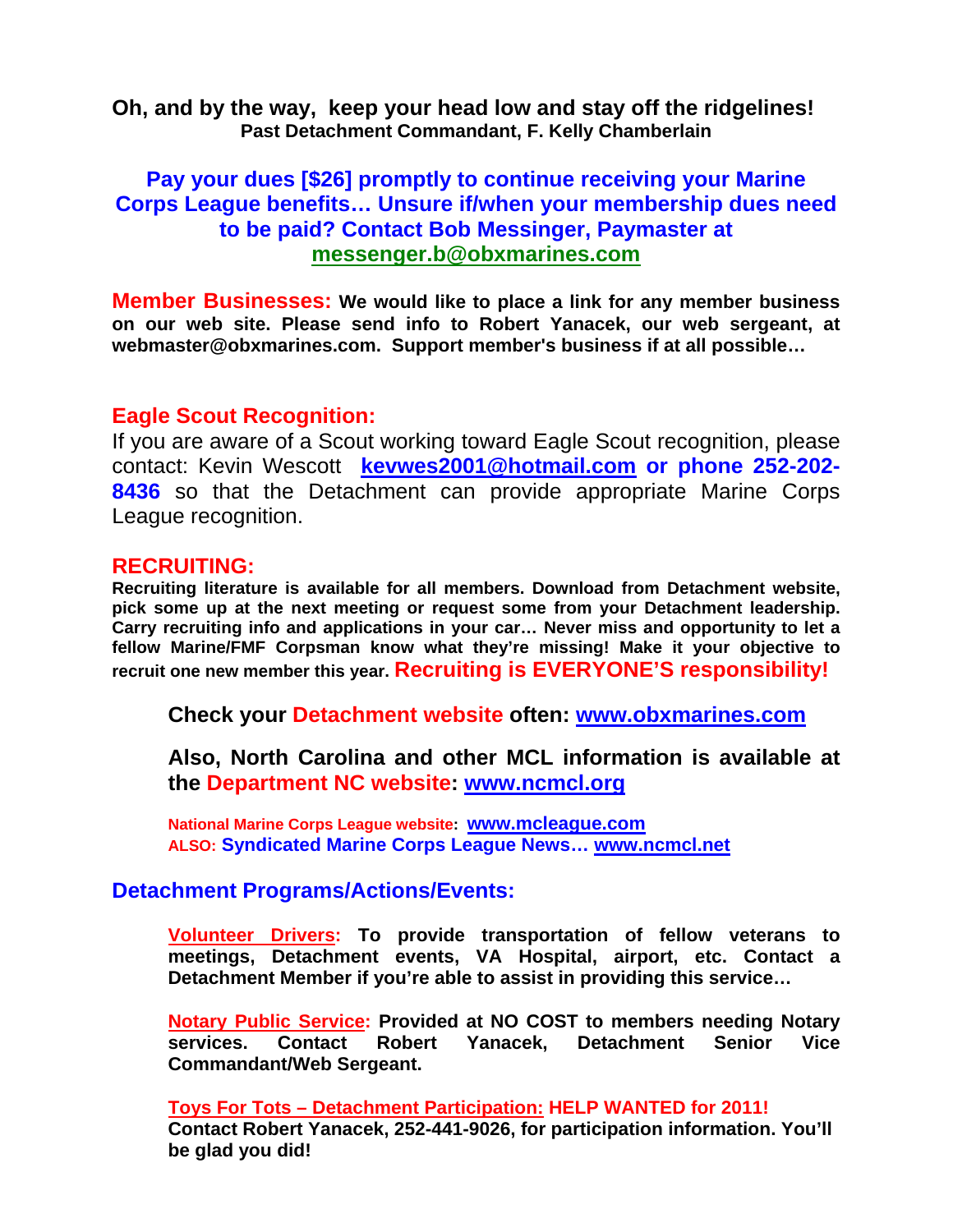**Oh, and by the way, keep your head low and stay off the ridgelines!**
**Past Detachment Commandant, F. Kelly Chamberlain**

**Pay your dues [$26] promptly to continue receiving your Marine Corps League benefits… Unsure if/when your membership dues need to be paid? Contact Bob Messinger, Paymaster at messenger.b@obxmarines.com**

**Member Businesses:** **We would like to place a link for any member business on our web site. Please send info to Robert Yanacek, our web sergeant, at webmaster@obxmarines.com. Support member's business if at all possible…**

## Eagle Scout Recognition:

If you are aware of a Scout working toward Eagle Scout recognition, please contact: Kevin Wescott **kevwes2001@hotmail.com or phone 252-202-8436** so that the Detachment can provide appropriate Marine Corps League recognition.

## RECRUITING:

**Recruiting literature is available for all members. Download from Detachment website, pick some up at the next meeting or request some from your Detachment leadership. Carry recruiting info and applications in your car… Never miss and opportunity to let a fellow Marine/FMF Corpsman know what they're missing! Make it your objective to recruit one new member this year. Recruiting is EVERYONE'S responsibility!**

**Check your Detachment website often: www.obxmarines.com**

**Also, North Carolina and other MCL information is available at the Department NC website: www.ncmcl.org**

**National Marine Corps League website: www.mcleague.com**
**ALSO: Syndicated Marine Corps League News… www.ncmcl.net**

## Detachment Programs/Actions/Events:

**Volunteer Drivers: To provide transportation of fellow veterans to meetings, Detachment events, VA Hospital, airport, etc. Contact a Detachment Member if you're able to assist in providing this service…**

**Notary Public Service: Provided at NO COST to members needing Notary services. Contact Robert Yanacek, Detachment Senior Vice Commandant/Web Sergeant.**

**Toys For Tots – Detachment Participation: HELP WANTED for 2011!**
**Contact Robert Yanacek, 252-441-9026, for participation information. You'll be glad you did!**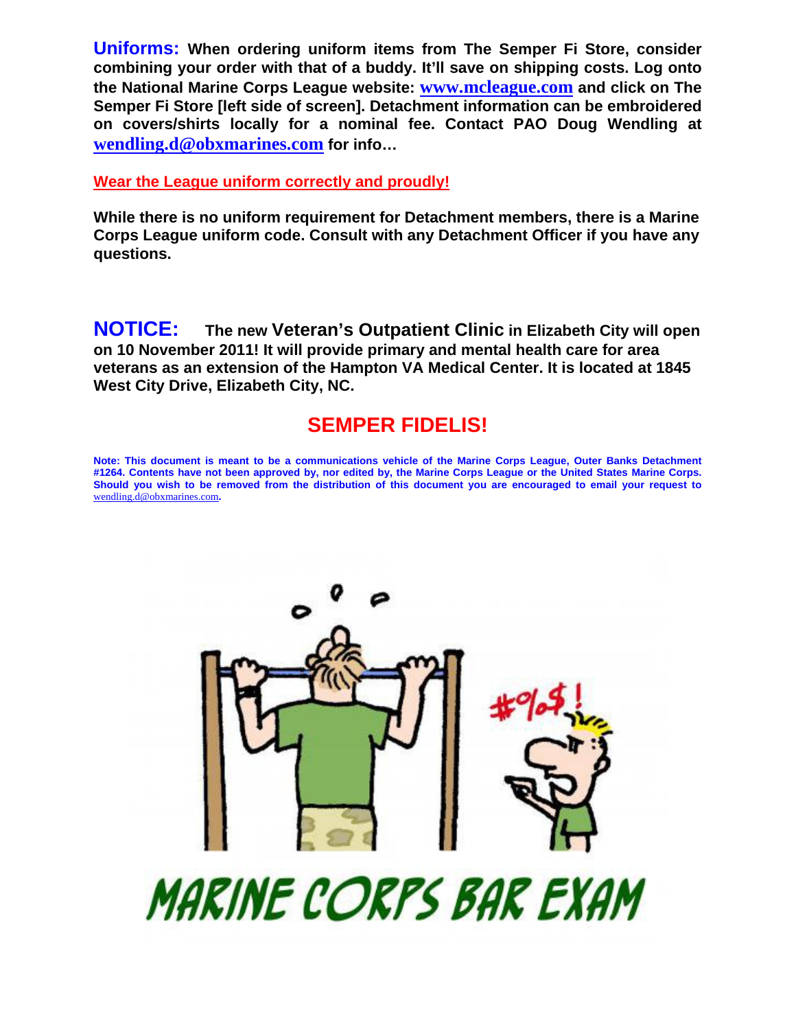**Uniforms:** **When ordering uniform items from The Semper Fi Store, consider combining your order with that of a buddy. It'll save on shipping costs. Log onto the National Marine Corps League website: www.mcleague.com and click on The Semper Fi Store [left side of screen]. Detachment information can be embroidered on covers/shirts locally for a nominal fee. Contact PAO Doug Wendling at wendling.d@obxmarines.com for info…**

**Wear the League uniform correctly and proudly!**

**While there is no uniform requirement for Detachment members, there is a Marine Corps League uniform code. Consult with any Detachment Officer if you have any questions.**

**NOTICE:** **The new Veteran's Outpatient Clinic in Elizabeth City will open on 10 November 2011! It will provide primary and mental health care for area veterans as an extension of the Hampton VA Medical Center. It is located at 1845 West City Drive, Elizabeth City, NC.**

## SEMPER FIDELIS!

**Note: This document is meant to be a communications vehicle of the Marine Corps League, Outer Banks Detachment #1264. Contents have not been approved by, nor edited by, the Marine Corps League or the United States Marine Corps. Should you wish to be removed from the distribution of this document you are encouraged to email your request to** wendling.d@obxmarines.com**.**

MARINE CORPS BAR EXAM